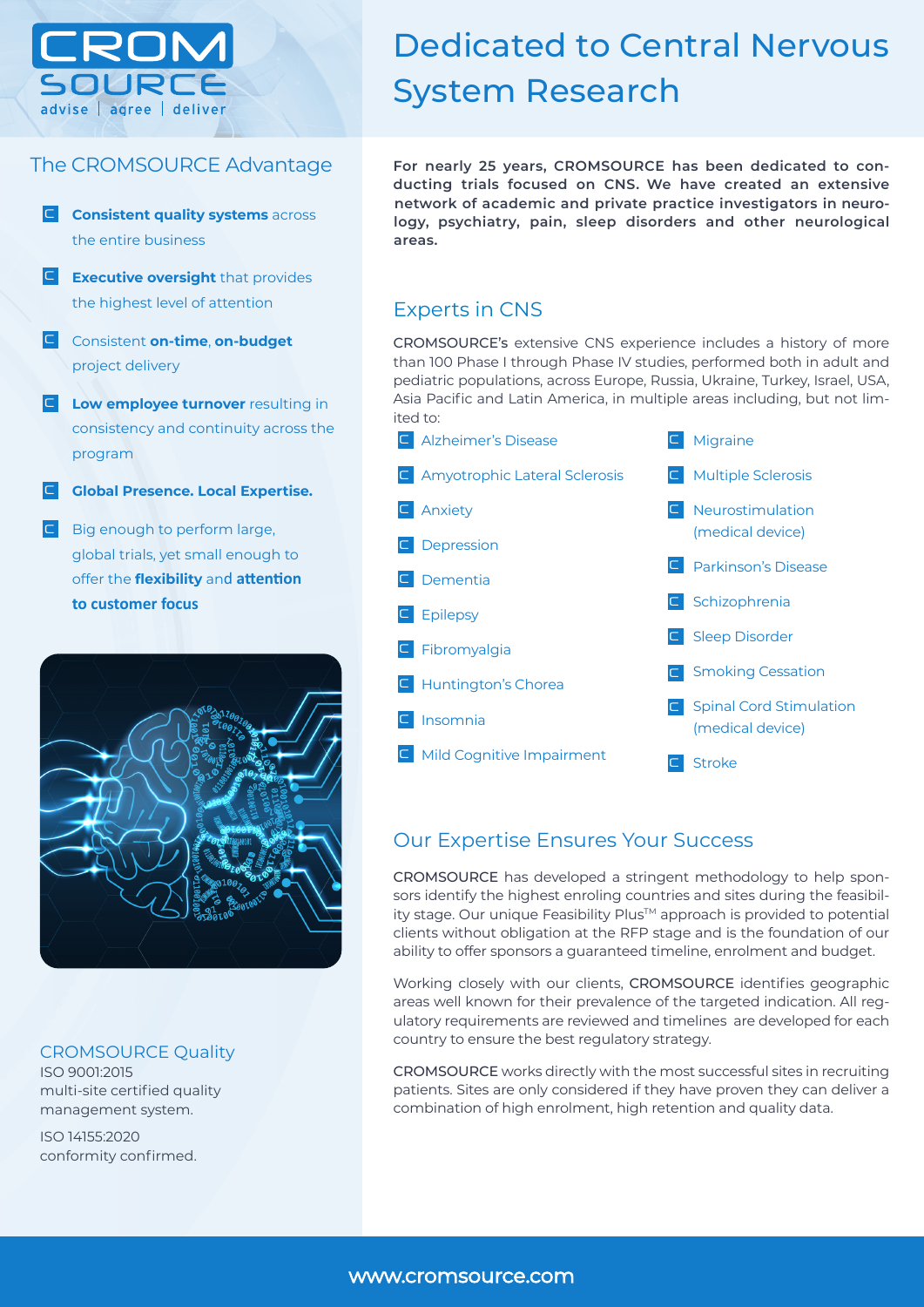CROM SOURCE
advise | agree | deliver

# Dedicated to Central Nervous System Research

## The CROMSOURCE Advantage

- **Consistent quality systems** across the entire business
- **Executive oversight** that provides the highest level of attention
- Consistent **on-time**, **on-budget** project delivery
- **Low employee turnover** resulting in consistency and continuity across the program
- **Global Presence. Local Expertise.**
- Big enough to perform large, global trials, yet small enough to offer the **flexibility** and **attention to customer focus**

### CROMSOURCE Quality

ISO 9001:2015
multi-site certified quality management system.

ISO 14155:2020
conformity confirmed.

**For nearly 25 years, CROMSOURCE has been dedicated to conducting trials focused on CNS. We have created an extensive network of academic and private practice investigators in neurology, psychiatry, pain, sleep disorders and other neurological areas.**

## Experts in CNS

CROMSOURCE's extensive CNS experience includes a history of more than 100 Phase I through Phase IV studies, performed both in adult and pediatric populations, across Europe, Russia, Ukraine, Turkey, Israel, USA, Asia Pacific and Latin America, in multiple areas including, but not limited to:

- Alzheimer's Disease
- Amyotrophic Lateral Sclerosis
- Anxiety
- Depression
- Dementia
- Epilepsy
- Fibromyalgia
- Huntington's Chorea
- Insomnia
- Mild Cognitive Impairment
- Migraine
- Multiple Sclerosis
- Neurostimulation (medical device)
- Parkinson's Disease
- Schizophrenia
- Sleep Disorder
- Smoking Cessation
- Spinal Cord Stimulation (medical device)
- Stroke

## Our Expertise Ensures Your Success

CROMSOURCE has developed a stringent methodology to help sponsors identify the highest enroling countries and sites during the feasibility stage. Our unique Feasibility Plus™ approach is provided to potential clients without obligation at the RFP stage and is the foundation of our ability to offer sponsors a guaranteed timeline, enrolment and budget.

Working closely with our clients, CROMSOURCE identifies geographic areas well known for their prevalence of the targeted indication. All regulatory requirements are reviewed and timelines are developed for each country to ensure the best regulatory strategy.

CROMSOURCE works directly with the most successful sites in recruiting patients. Sites are only considered if they have proven they can deliver a combination of high enrolment, high retention and quality data.

www.cromsource.com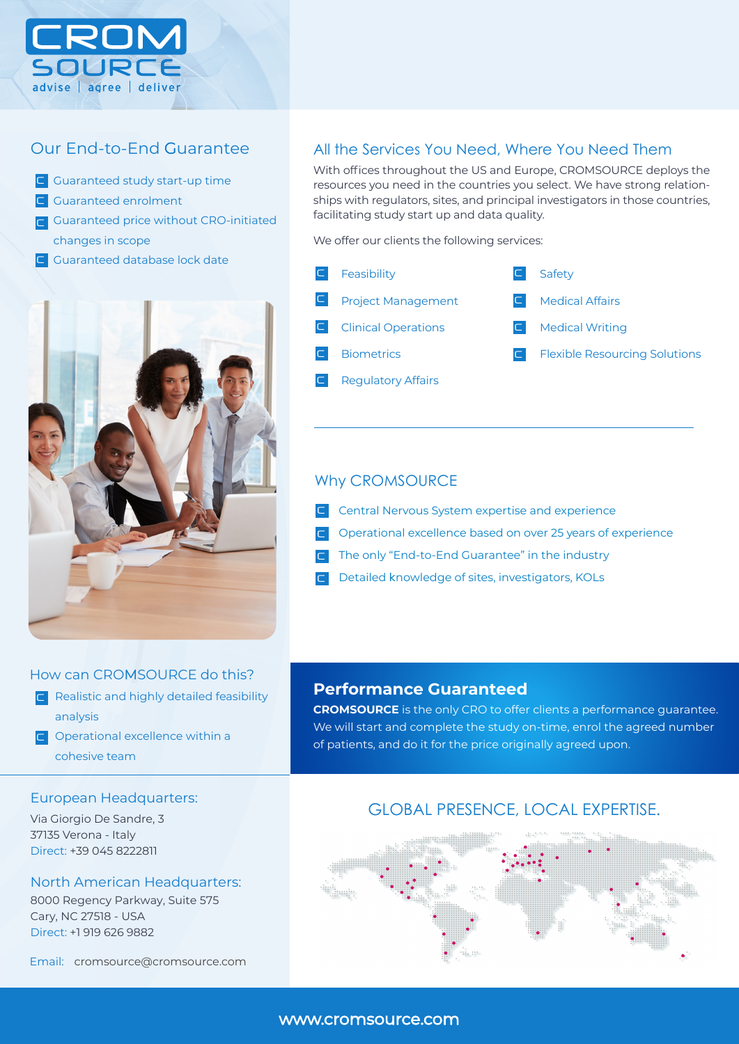CROMSOURCE
advise | agree | deliver

## Our End-to-End Guarantee

- Guaranteed study start-up time
- Guaranteed enrolment
- Guaranteed price without CRO-initiated changes in scope
- Guaranteed database lock date

## How can CROMSOURCE do this?

- Realistic and highly detailed feasibility analysis
- Operational excellence within a cohesive team

## All the Services You Need, Where You Need Them

With offices throughout the US and Europe, CROMSOURCE deploys the resources you need in the countries you select. We have strong relationships with regulators, sites, and principal investigators in those countries, facilitating study start up and data quality.

We offer our clients the following services:

- Feasibility
- Project Management
- Clinical Operations
- Biometrics
- Regulatory Affairs
- Safety
- Medical Affairs
- Medical Writing
- Flexible Resourcing Solutions

## Why CROMSOURCE

- Central Nervous System expertise and experience
- Operational excellence based on over 25 years of experience
- The only “End-to-End Guarantee” in the industry
- Detailed knowledge of sites, investigators, KOLs

## Performance Guaranteed

**CROMSOURCE** is the only CRO to offer clients a performance guarantee. We will start and complete the study on-time, enrol the agreed number of patients, and do it for the price originally agreed upon.

## European Headquarters:

Via Giorgio De Sandre, 3
37135 Verona - Italy
Direct: +39 045 8222811

## North American Headquarters:

8000 Regency Parkway, Suite 575
Cary, NC 27518 - USA
Direct: +1 919 626 9882

Email: cromsource@cromsource.com

## GLOBAL PRESENCE, LOCAL EXPERTISE.

www.cromsource.com